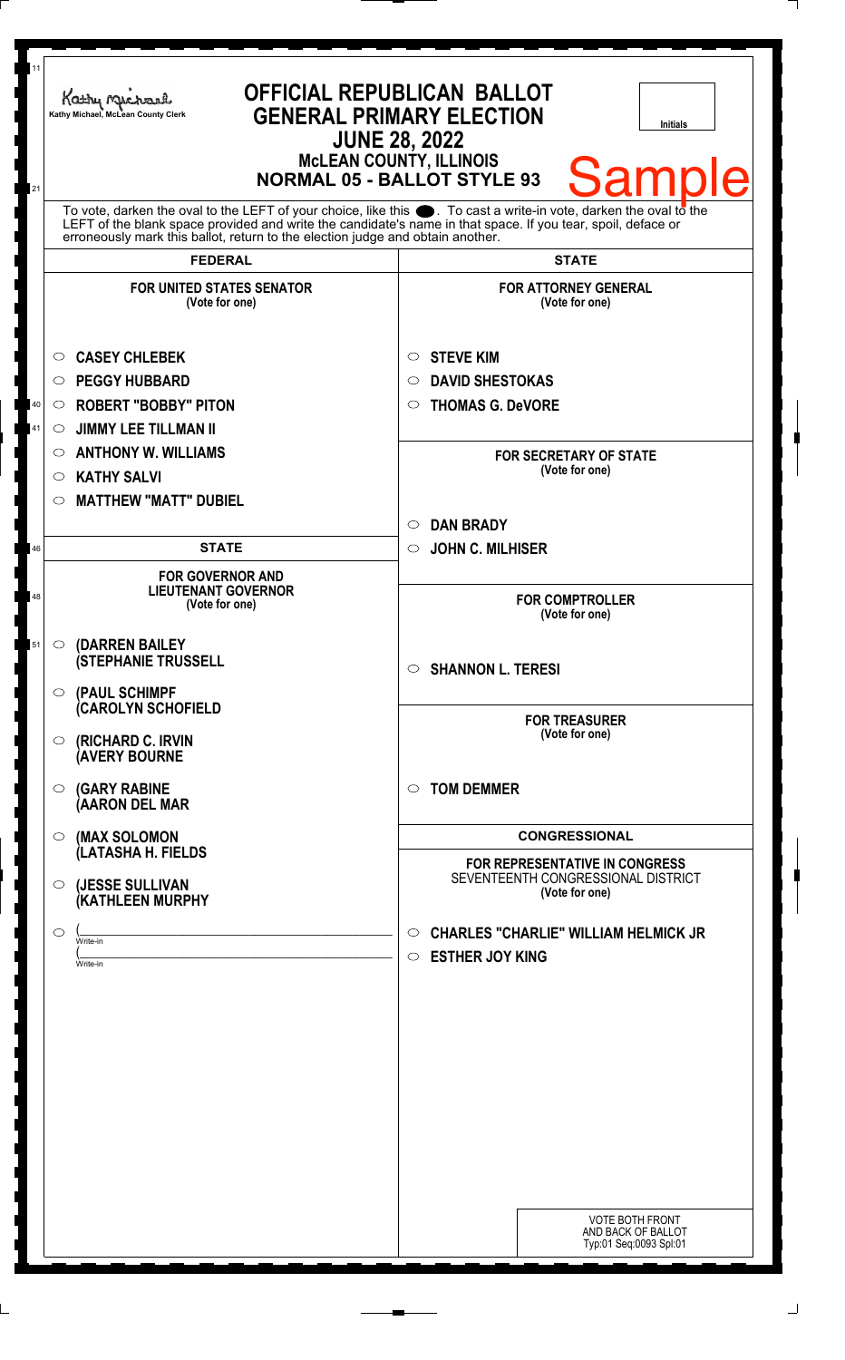Kathy Michael, McLean County Clerk

# OFFICIAL REPUBLICAN BALLOT
## GENERAL PRIMARY ELECTION
### JUNE 28, 2022
### McLEAN COUNTY, ILLINOIS
### NORMAL 05 - BALLOT STYLE 93

Initials

Sample

To vote, darken the oval to the LEFT of your choice, like this ●. To cast a write-in vote, darken the oval to the LEFT of the blank space provided and write the candidate's name in that space. If you tear, spoil, deface or erroneously mark this ballot, return to the election judge and obtain another.

## FEDERAL

**FOR UNITED STATES SENATOR**
(Vote for one)

- ○ CASEY CHLEBEK
- ○ PEGGY HUBBARD
- ○ ROBERT "BOBBY" PITON
- ○ JIMMY LEE TILLMAN II
- ○ ANTHONY W. WILLIAMS
- ○ KATHY SALVI
- ○ MATTHEW "MATT" DUBIEL

## STATE

**FOR GOVERNOR AND LIEUTENANT GOVERNOR**
(Vote for one)

- ○ (DARREN BAILEY (STEPHANIE TRUSSELL
- ○ (PAUL SCHIMPF (CAROLYN SCHOFIELD
- ○ (RICHARD C. IRVIN (AVERY BOURNE
- ○ (GARY RABINE (AARON DEL MAR
- ○ (MAX SOLOMON (LATASHA H. FIELDS
- ○ (JESSE SULLIVAN (KATHLEEN MURPHY
- ○ ( ____________ Write-in
  ( ____________ Write-in

## STATE

**FOR ATTORNEY GENERAL**
(Vote for one)

- ○ STEVE KIM
- ○ DAVID SHESTOKAS
- ○ THOMAS G. DeVORE

**FOR SECRETARY OF STATE**
(Vote for one)

- ○ DAN BRADY
- ○ JOHN C. MILHISER

**FOR COMPTROLLER**
(Vote for one)

- ○ SHANNON L. TERESI

**FOR TREASURER**
(Vote for one)

- ○ TOM DEMMER

## CONGRESSIONAL

**FOR REPRESENTATIVE IN CONGRESS**
SEVENTEENTH CONGRESSIONAL DISTRICT
(Vote for one)

- ○ CHARLES "CHARLIE" WILLIAM HELMICK JR
- ○ ESTHER JOY KING

VOTE BOTH FRONT AND BACK OF BALLOT
Typ:01 Seq:0093 Spl:01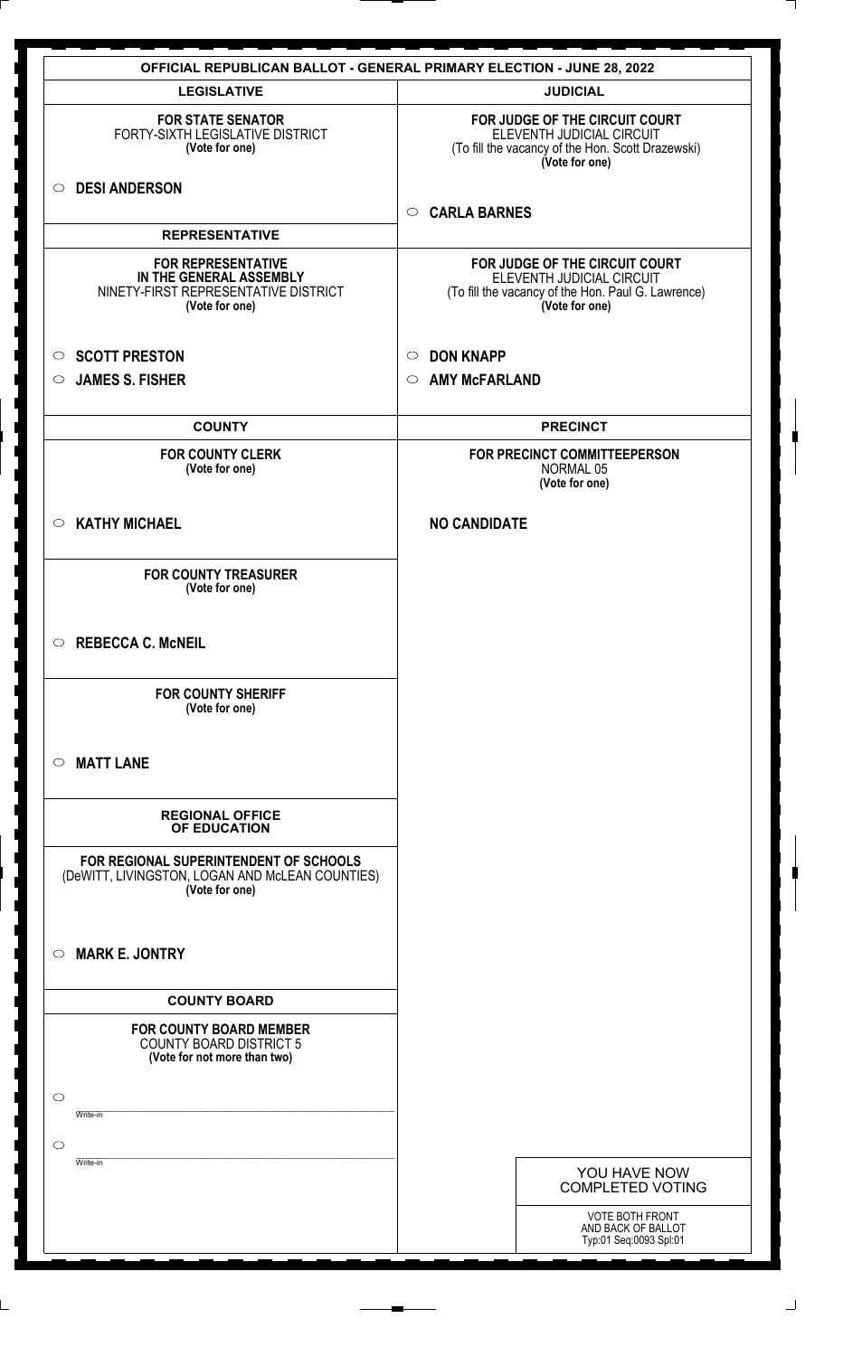# OFFICIAL REPUBLICAN BALLOT - GENERAL PRIMARY ELECTION - JUNE 28, 2022

## LEGISLATIVE

**FOR STATE SENATOR**
FORTY-SIXTH LEGISLATIVE DISTRICT
**(Vote for one)**

○ **DESI ANDERSON**

## REPRESENTATIVE

**FOR REPRESENTATIVE IN THE GENERAL ASSEMBLY**
NINETY-FIRST REPRESENTATIVE DISTRICT
**(Vote for one)**

○ **SCOTT PRESTON**
○ **JAMES S. FISHER**

## COUNTY

**FOR COUNTY CLERK**
**(Vote for one)**

○ **KATHY MICHAEL**

**FOR COUNTY TREASURER**
**(Vote for one)**

○ **REBECCA C. McNEIL**

**FOR COUNTY SHERIFF**
**(Vote for one)**

○ **MATT LANE**

## REGIONAL OFFICE OF EDUCATION

**FOR REGIONAL SUPERINTENDENT OF SCHOOLS**
(DeWITT, LIVINGSTON, LOGAN AND McLEAN COUNTIES)
**(Vote for one)**

○ **MARK E. JONTRY**

## COUNTY BOARD

**FOR COUNTY BOARD MEMBER**
COUNTY BOARD DISTRICT 5
**(Vote for not more than two)**

○ ____________________
Write-in

○ ____________________
Write-in

## JUDICIAL

**FOR JUDGE OF THE CIRCUIT COURT**
ELEVENTH JUDICIAL CIRCUIT
(To fill the vacancy of the Hon. Scott Drazewski)
**(Vote for one)**

○ **CARLA BARNES**

**FOR JUDGE OF THE CIRCUIT COURT**
ELEVENTH JUDICIAL CIRCUIT
(To fill the vacancy of the Hon. Paul G. Lawrence)
**(Vote for one)**

○ **DON KNAPP**
○ **AMY McFARLAND**

## PRECINCT

**FOR PRECINCT COMMITTEEPERSON**
NORMAL 05
**(Vote for one)**

**NO CANDIDATE**

YOU HAVE NOW COMPLETED VOTING

VOTE BOTH FRONT AND BACK OF BALLOT
Typ:01 Seq:0093 Spl:01